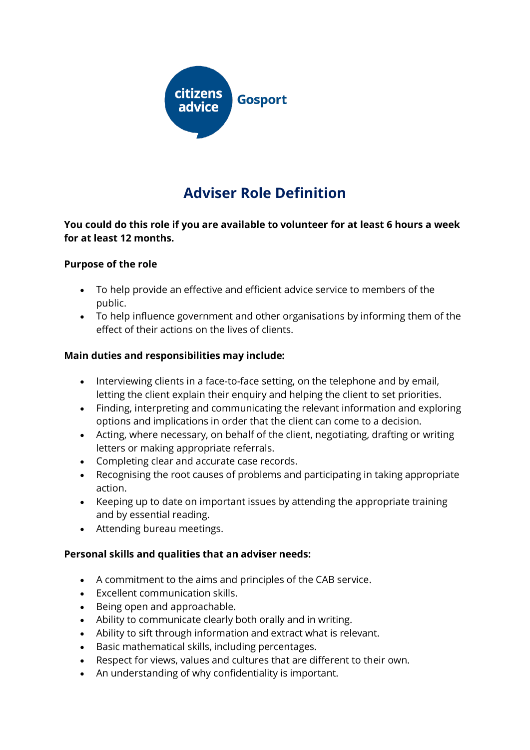citizens advice Gosport

# Adviser Role Definition

**You could do this role if you are available to volunteer for at least 6 hours a week for at least 12 months.**

**Purpose of the role**

- To help provide an effective and efficient advice service to members of the public.
- To help influence government and other organisations by informing them of the effect of their actions on the lives of clients.

**Main duties and responsibilities may include:**

- Interviewing clients in a face-to-face setting, on the telephone and by email, letting the client explain their enquiry and helping the client to set priorities.
- Finding, interpreting and communicating the relevant information and exploring options and implications in order that the client can come to a decision.
- Acting, where necessary, on behalf of the client, negotiating, drafting or writing letters or making appropriate referrals.
- Completing clear and accurate case records.
- Recognising the root causes of problems and participating in taking appropriate action.
- Keeping up to date on important issues by attending the appropriate training and by essential reading.
- Attending bureau meetings.

**Personal skills and qualities that an adviser needs:**

- A commitment to the aims and principles of the CAB service.
- Excellent communication skills.
- Being open and approachable.
- Ability to communicate clearly both orally and in writing.
- Ability to sift through information and extract what is relevant.
- Basic mathematical skills, including percentages.
- Respect for views, values and cultures that are different to their own.
- An understanding of why confidentiality is important.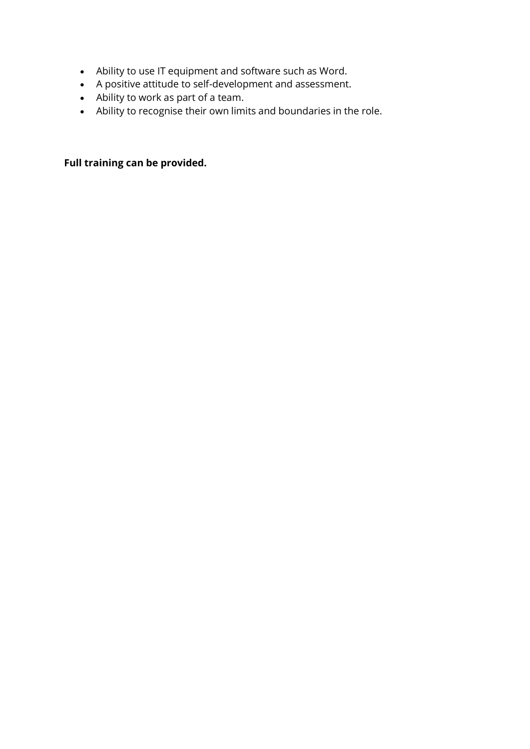- Ability to use IT equipment and software such as Word.
- A positive attitude to self-development and assessment.
- Ability to work as part of a team.
- Ability to recognise their own limits and boundaries in the role.

**Full training can be provided.**